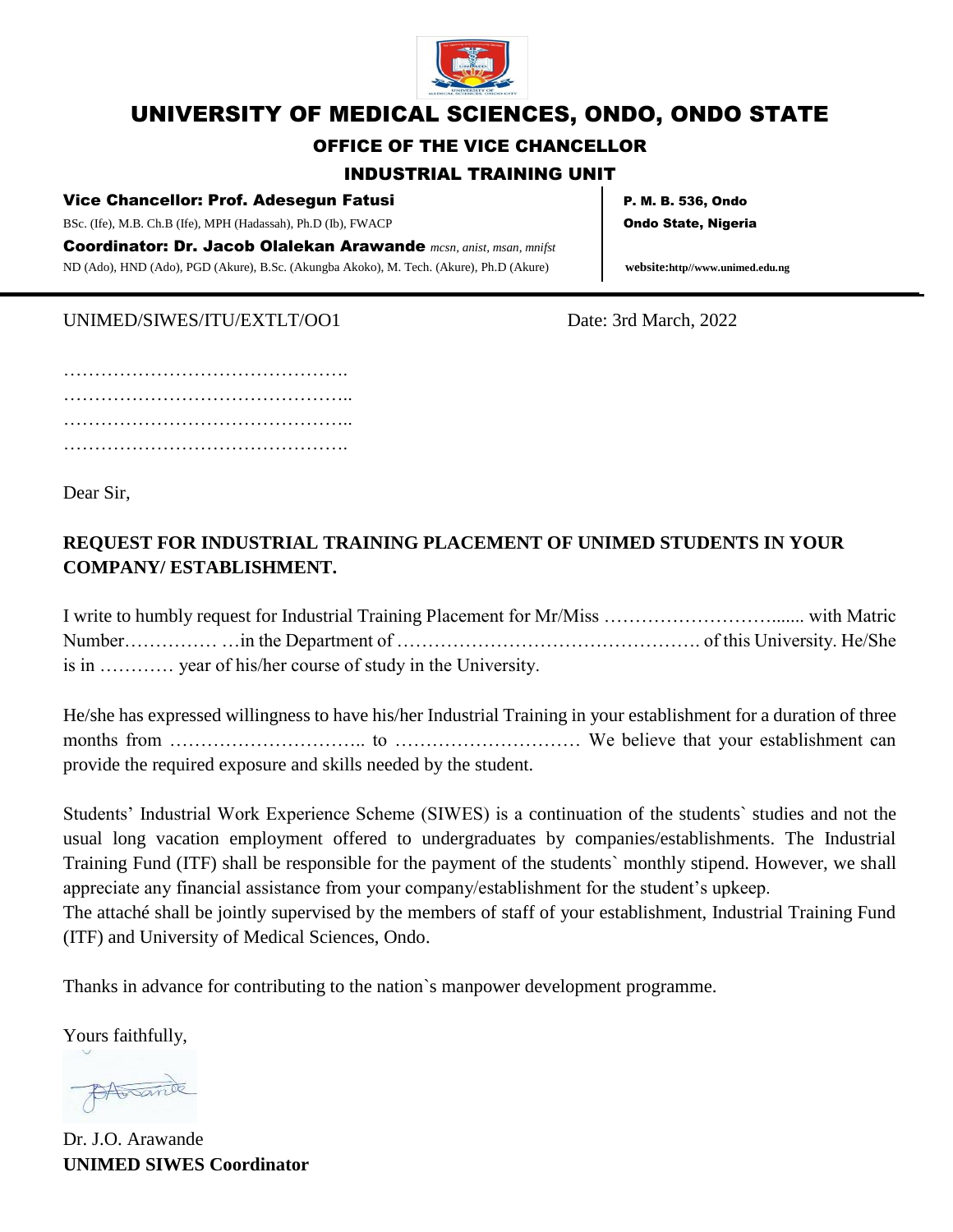# UNIVERSITY OF MEDICAL SCIENCES, ONDO, ONDO STATE

## OFFICE OF THE VICE CHANCELLOR

## INDUSTRIAL TRAINING UNIT

**Vice Chancellor: Prof. Adesegun Fatusi**
BSc. (Ife), M.B. Ch.B (Ife), MPH (Hadassah), Ph.D (Ib), FWACP

**Coordinator: Dr. Jacob Olalekan Arawande** *mcsn, anist, msan, mnifst*
ND (Ado), HND (Ado), PGD (Akure), B.Sc. (Akungba Akoko), M. Tech. (Akure), Ph.D (Akure)

**P. M. B. 536, Ondo**
**Ondo State, Nigeria**

**website:http//www.unimed.edu.ng**

---

UNIMED/SIWES/ITU/EXTLT/OO1 Date: 3rd March, 2022

……………………………………….
………………………………………..
………………………………………..
……………………………………….

Dear Sir,

**REQUEST FOR INDUSTRIAL TRAINING PLACEMENT OF UNIMED STUDENTS IN YOUR COMPANY/ ESTABLISHMENT.**

I write to humbly request for Industrial Training Placement for Mr/Miss …………………………...... with Matric Number…………… …in the Department of …………………………………………. of this University. He/She is in ………… year of his/her course of study in the University.

He/she has expressed willingness to have his/her Industrial Training in your establishment for a duration of three months from ………………………….. to ………………………… We believe that your establishment can provide the required exposure and skills needed by the student.

Students' Industrial Work Experience Scheme (SIWES) is a continuation of the students` studies and not the usual long vacation employment offered to undergraduates by companies/establishments. The Industrial Training Fund (ITF) shall be responsible for the payment of the students` monthly stipend. However, we shall appreciate any financial assistance from your company/establishment for the student's upkeep.
The attaché shall be jointly supervised by the members of staff of your establishment, Industrial Training Fund (ITF) and University of Medical Sciences, Ondo.

Thanks in advance for contributing to the nation`s manpower development programme.

Yours faithfully,

Dr. J.O. Arawande
**UNIMED SIWES Coordinator**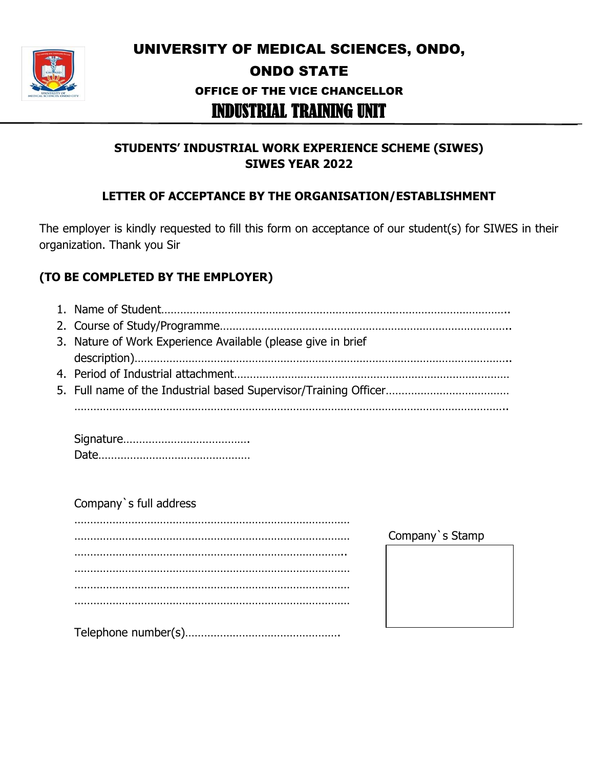# UNIVERSITY OF MEDICAL SCIENCES, ONDO, ONDO STATE

## OFFICE OF THE VICE CHANCELLOR

## INDUSTRIAL TRAINING UNIT

---

### STUDENTS' INDUSTRIAL WORK EXPERIENCE SCHEME (SIWES)
### SIWES YEAR 2022

### LETTER OF ACCEPTANCE BY THE ORGANISATION/ESTABLISHMENT

The employer is kindly requested to fill this form on acceptance of our student(s) for SIWES in their organization. Thank you Sir

**(TO BE COMPLETED BY THE EMPLOYER)**

1. Name of Student…………………………………………………………………………………………..
2. Course of Study/Programme………………………………………………………………………………..
3. Nature of Work Experience Available (please give in brief description)……………………………………………………………………………………………..
4. Period of Industrial attachment……………………………………………………………………………
5. Full name of the Industrial based Supervisor/Training Officer…………………………………
   ……………………………………………………………………………………………………………..

Signature………………………………….
Date…………………………………………

Company`s full address
……………………………………………………………………………
……………………………………………………………………………
……………………………………………………………………………
……………………………………………………………………………
……………………………………………………………………………
……………………………………………………………………………

Company`s Stamp

Telephone number(s)………………………………………….